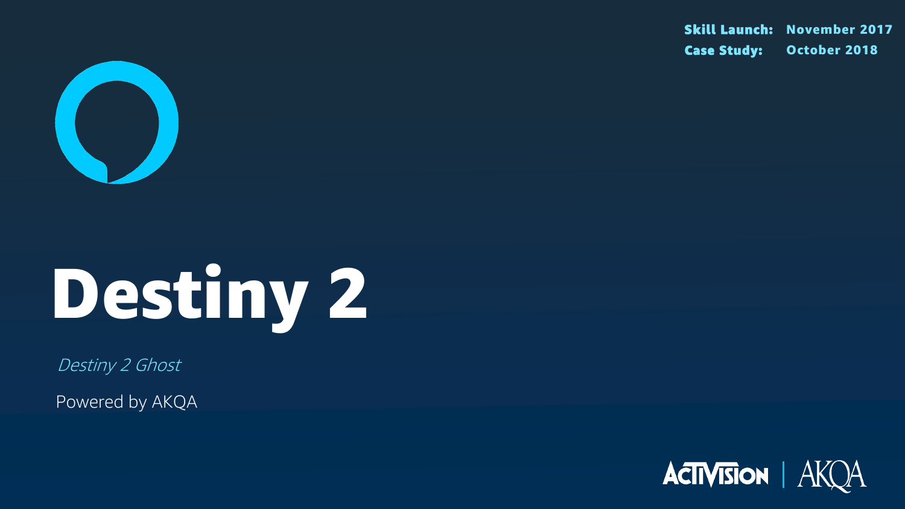**Skill Launch:** November 2017
**Case Study:** October 2018

# Destiny 2

*Destiny 2 Ghost*

Powered by AKQA

ACTIVISION | AKQA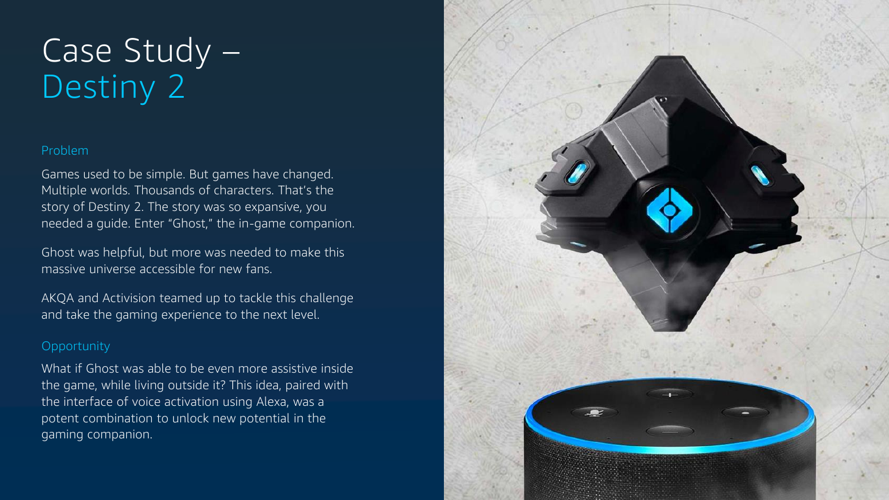# Case Study – Destiny 2

## Problem

Games used to be simple. But games have changed. Multiple worlds. Thousands of characters. That's the story of Destiny 2. The story was so expansive, you needed a guide. Enter "Ghost," the in-game companion.

Ghost was helpful, but more was needed to make this massive universe accessible for new fans.

AKQA and Activision teamed up to tackle this challenge and take the gaming experience to the next level.

## Opportunity

What if Ghost was able to be even more assistive inside the game, while living outside it? This idea, paired with the interface of voice activation using Alexa, was a potent combination to unlock new potential in the gaming companion.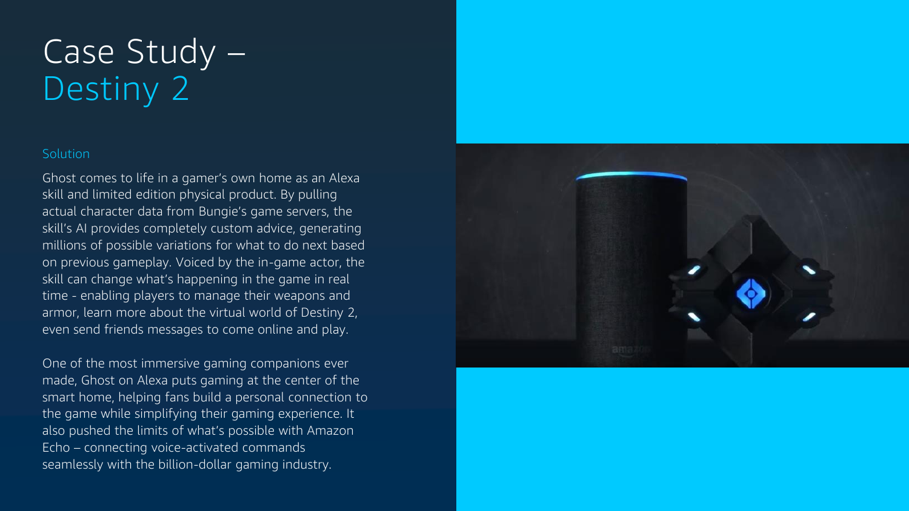# Case Study – Destiny 2

### Solution

Ghost comes to life in a gamer's own home as an Alexa skill and limited edition physical product. By pulling actual character data from Bungie's game servers, the skill's AI provides completely custom advice, generating millions of possible variations for what to do next based on previous gameplay. Voiced by the in-game actor, the skill can change what's happening in the game in real time - enabling players to manage their weapons and armor, learn more about the virtual world of Destiny 2, even send friends messages to come online and play.

One of the most immersive gaming companions ever made, Ghost on Alexa puts gaming at the center of the smart home, helping fans build a personal connection to the game while simplifying their gaming experience. It also pushed the limits of what's possible with Amazon Echo – connecting voice-activated commands seamlessly with the billion-dollar gaming industry.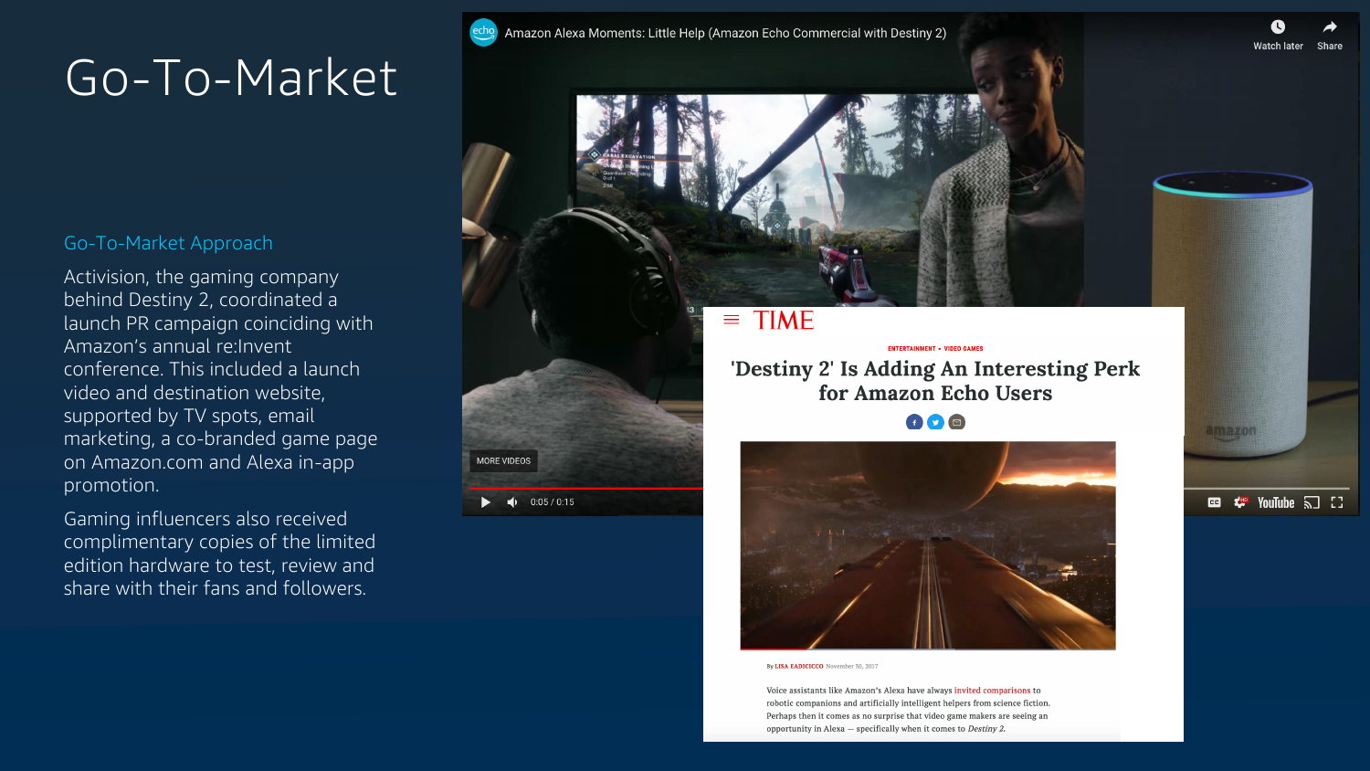# Go-To-Market

## Go-To-Market Approach

Activision, the gaming company behind Destiny 2, coordinated a launch PR campaign coinciding with Amazon's annual re:Invent conference. This included a launch video and destination website, supported by TV spots, email marketing, a co-branded game page on Amazon.com and Alexa in-app promotion.

Gaming influencers also received complimentary copies of the limited edition hardware to test, review and share with their fans and followers.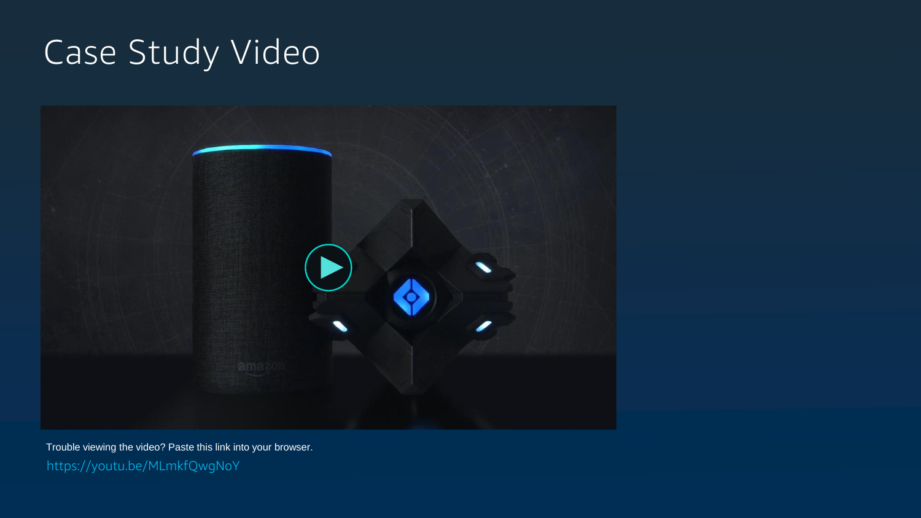# Case Study Video

Trouble viewing the video? Paste this link into your browser.

https://youtu.be/MLmkfQwgNoY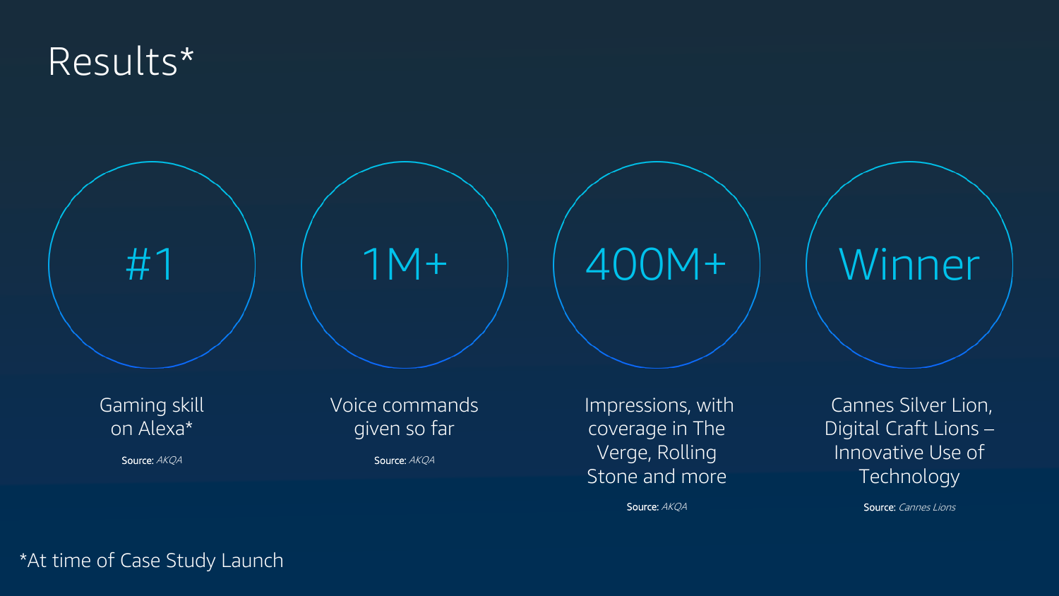# Results*

**#1**

Gaming skill on Alexa*

Source: *AKQA*

**1M+**

Voice commands given so far

Source: *AKQA*

**400M+**

Impressions, with coverage in The Verge, Rolling Stone and more

Source: *AKQA*

**Winner**

Cannes Silver Lion, Digital Craft Lions – Innovative Use of Technology

Source: *Cannes Lions*

*At time of Case Study Launch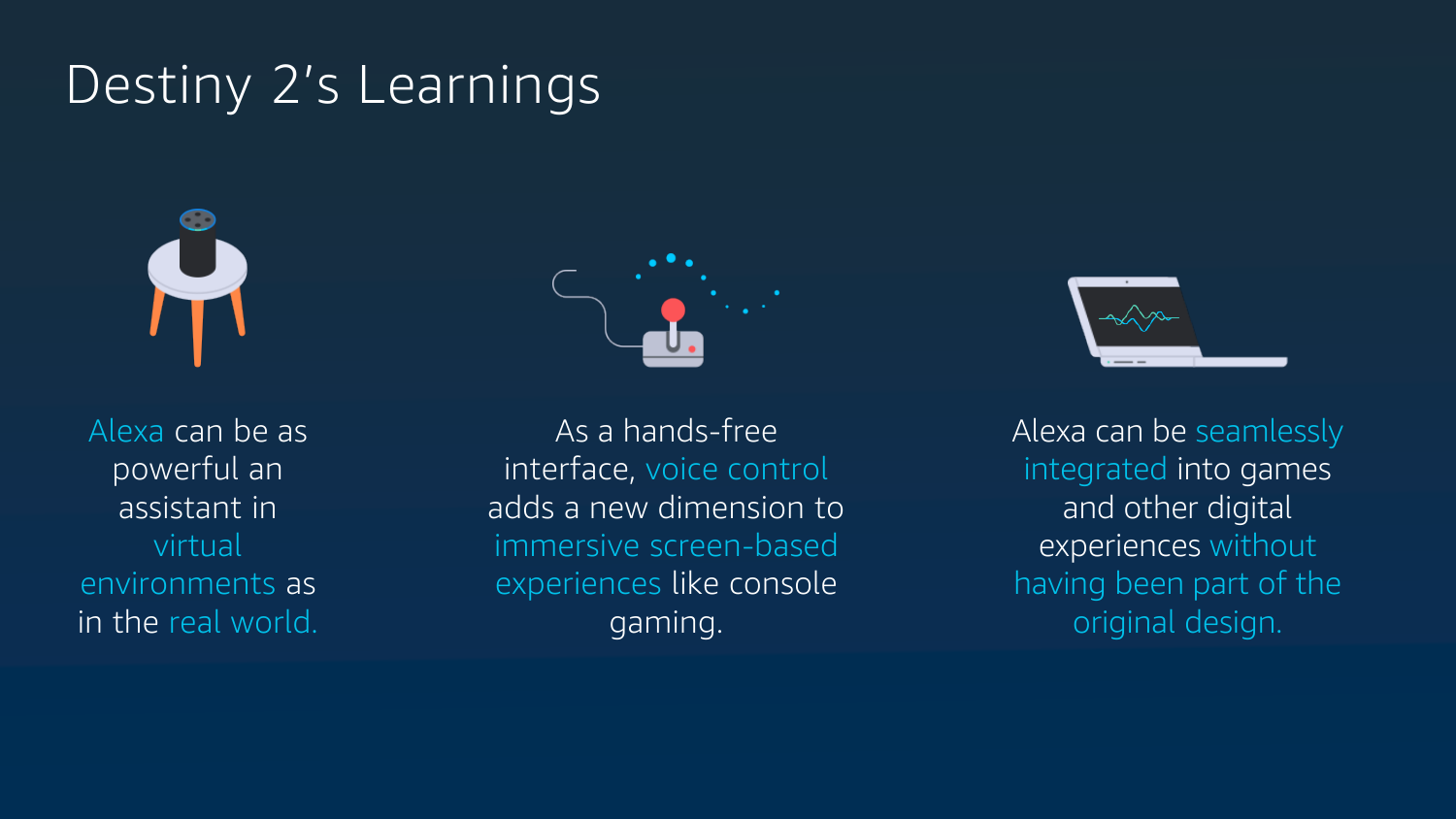# Destiny 2's Learnings

Alexa can be as powerful an assistant in virtual environments as in the real world.

As a hands-free interface, voice control adds a new dimension to immersive screen-based experiences like console gaming.

Alexa can be seamlessly integrated into games and other digital experiences without having been part of the original design.